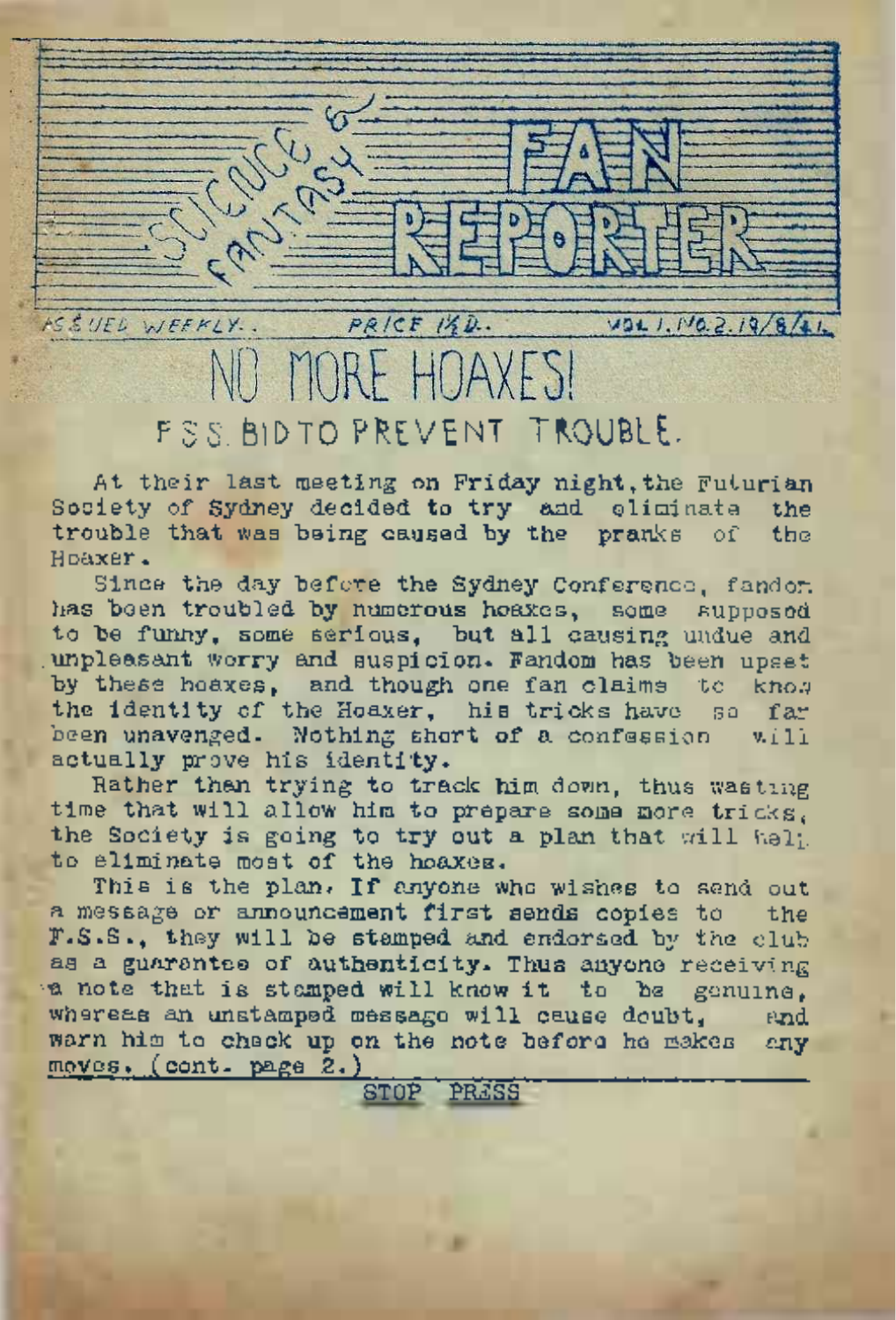# SCIENCE & FANTASY FAN REPORTER

ISSUED WEEKLY. PRICE 1½D. VOL.1. NO.2. 19/8/41.

## NO MORE HOAXES!

### F.S.S. BID TO PREVENT TROUBLE.

At their last meeting on Friday night, the Futurian Society of Sydney decided to try and eliminate the trouble that was being caused by the pranks of the Hoaxer.

Since the day before the Sydney Conference, fandom has been troubled by numerous hoaxes, some supposed to be funny, some serious, but all causing undue and unpleasant worry and suspicion. Fandom has been upset by these hoaxes, and though one fan claims to know the identity of the Hoaxer, his tricks have so far been unavenged. Nothing short of a confession will actually prove his identity.

Rather than trying to track him down, thus wasting time that will allow him to prepare some more tricks, the Society is going to try out a plan that will help to eliminate most of the hoaxes.

This is the plan. If anyone who wishes to send out a message or announcement first sends copies to the F.S.S., they will be stamped and endorsed by the club as a guarantee of authenticity. Thus anyone receiving a note that is stamped will know it to be genuine, whereas an unstamped message will cause doubt, and warn him to check up on the note before he makes any moves. (cont. page 2.)

STOP PRESS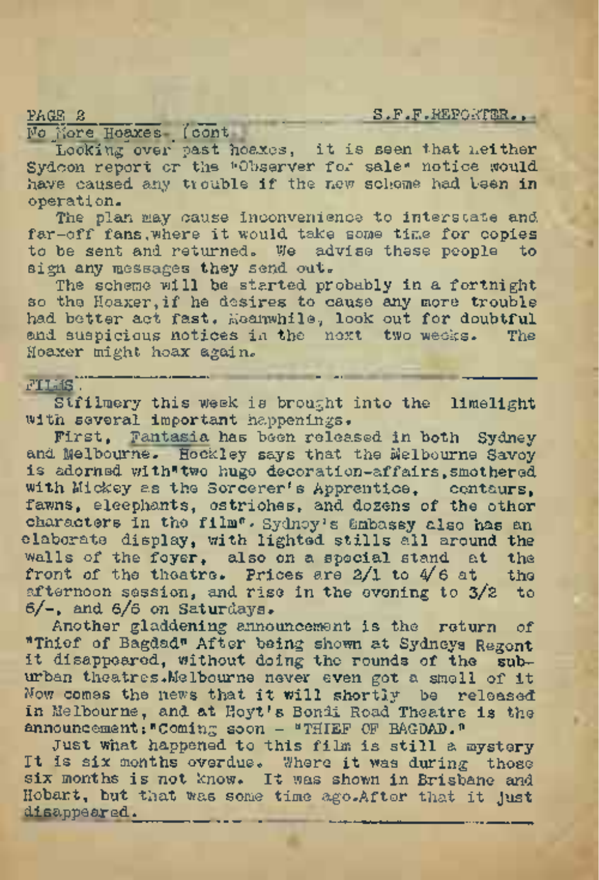No More Hoaxes- (cont.)

Looking over past hoaxes, it is seen that neither Sydcon report or the "Observer for sale" notice would have caused any trouble if the new scheme had been in operation.

The plan may cause inconvenience to interstate and far-off fans, where it would take some time for copies to be sent and returned. We advise these people to sign any messages they send out.

The scheme will be started probably in a fortnight so the Hoaxer, if he desires to cause any more trouble had better act fast. Meanwhile, look out for doubtful and suspicious notices in the next two weeks. The Hoaxer might hoax again.

---

FILMS.

Stfilmery this week is brought into the limelight with several important happenings.

First, Fantasia has been released in both Sydney and Melbourne. Hockley says that the Melbourne Savoy is adorned with "two huge decoration-affairs, smothered with Mickey as the Sorcerer's Apprentice, centaurs, fawns, eleephants, ostriches, and dozens of the other characters in the film". Sydney's Embassy also has an elaborate display, with lighted stills all around the walls of the foyer, also on a special stand at the front of the theatre. Prices are 2/1 to 4/6 at the afternoon session, and rise in the evening to 3/2 to 6/-, and 6/6 on Saturdays.

Another gladdening announcement is the return of "Thief of Bagdad" After being shown at Sydneys Regent it disappeared, without doing the rounds of the suburban theatres. Melbourne never even got a smell of it Now comes the news that it will shortly be released in Melbourne, and at Hoyt's Bondi Road Theatre is the announcement: "Coming soon - "THIEF OF BAGDAD."

Just what happened to this film is still a mystery It is six months overdue. Where it was during those six months is not know. It was shown in Brisbane and Hobart, but that was some time ago. After that it just disappeared.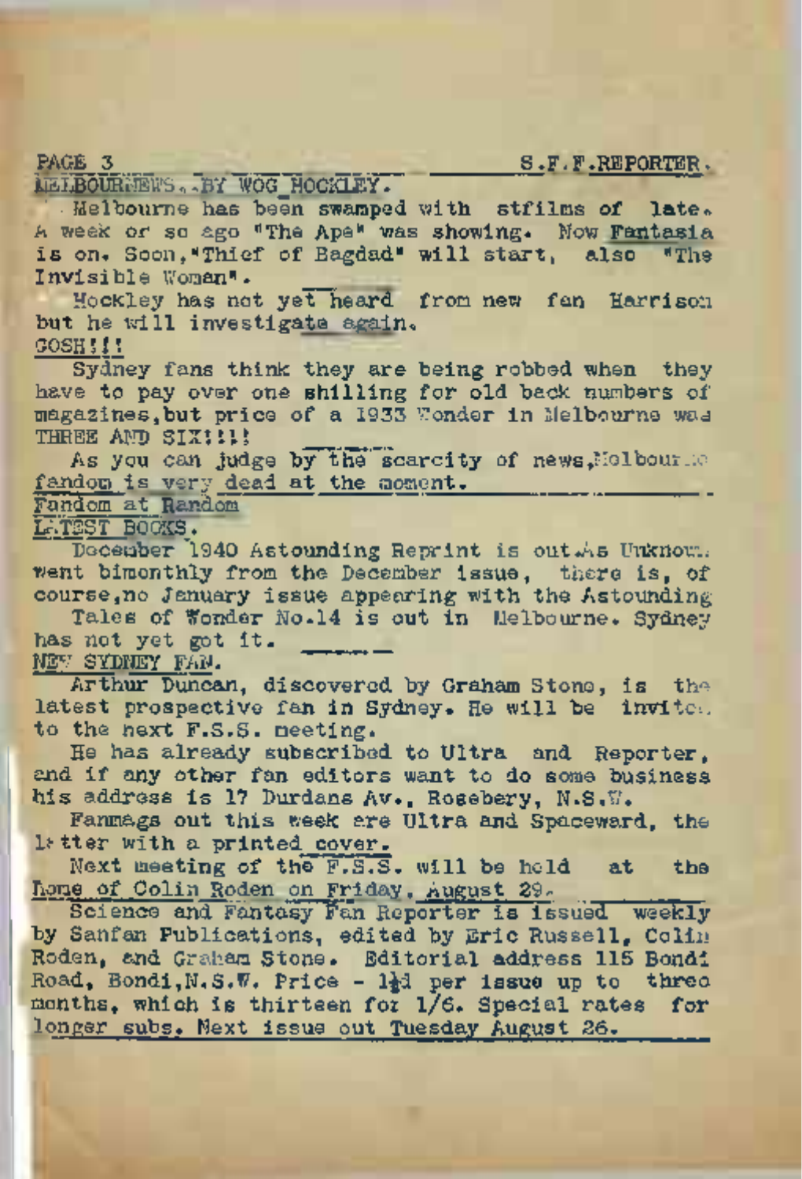## MELBOURNEWS..BY WOG HOCKLEY.

Melbourne has been swamped with stfilms of late. A week or so ago "The Ape" was showing. Now Fantasia is on. Soon,"Thief of Bagdad" will start, also "The Invisible Woman".

Hockley has not yet heard from new fan Harrison but he will investigate again.

## GOSH!!!

Sydney fans think they are being robbed when they have to pay over one shilling for old back numbers of magazines,but price of a 1933 Wonder in Melbourne was THREE AND SIX!!!!

As you can judge by the scarcity of news,Melbourne fandom is very dead at the moment.

## Fandom at Random

### LATEST BOOKS.

December 1940 Astounding Reprint is out.As Unknown went bimonthly from the December issue, there is, of course,no January issue appearing with the Astounding

Tales of Wonder No.14 is out in Melbourne. Sydney has not yet got it.

### NEW SYDNEY FAN.

Arthur Duncan, discovered by Graham Stone, is the latest prospective fan in Sydney. He will be invited to the next F.S.S. meeting.

He has already subscribed to Ultra and Reporter, and if any other fan editors want to do some business his address is 17 Durdans Av., Rosebery, N.S.W.

Fanmags out this week are Ultra and Spaceward, the latter with a printed cover.

Next meeting of the F.S.S. will be held at the home of Colin Roden on Friday, August 29.

Science and Fantasy Fan Reporter is issued weekly by Sanfan Publications, edited by Eric Russell, Colin Roden, and Graham Stone. Editorial address 115 Bondi Road, Bondi,N.S.W. Price - 1½d per issue up to three months, which is thirteen for 1/6. Special rates for longer subs. Next issue out Tuesday August 26.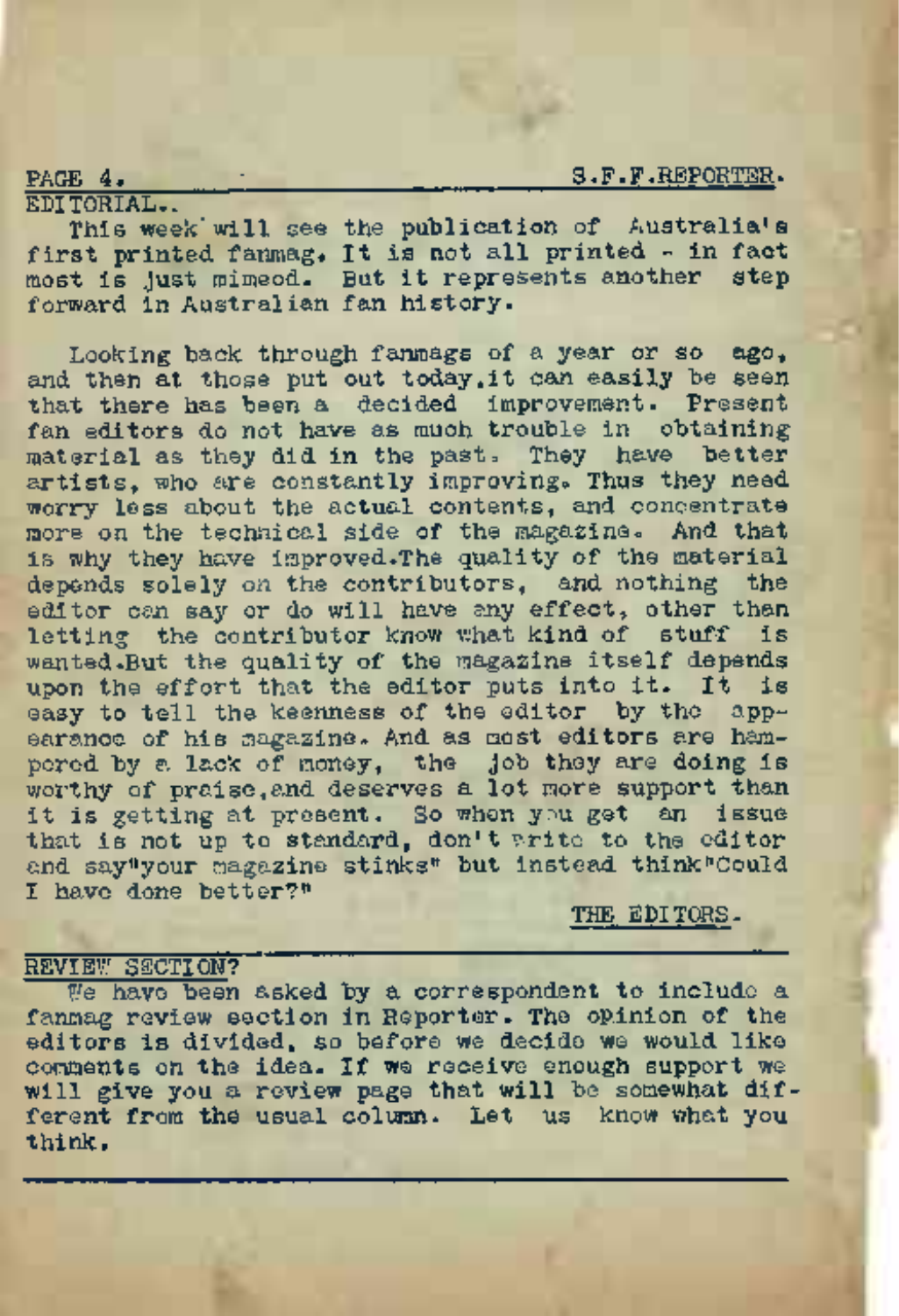## EDITORIAL..

This week will see the publication of Australia's first printed fanmag. It is not all printed - in fact most is just mimeod. But it represents another step forward in Australian fan history.

Looking back through fanmags of a year or so ago, and then at those put out today,it can easily be seen that there has been a decided improvement. Present fan editors do not have as much trouble in obtaining material as they did in the past. They have better artists, who are constantly improving. Thus they need worry less about the actual contents, and concentrate more on the technical side of the magazine. And that is why they have improved.The quality of the material depends solely on the contributors, and nothing the editor can say or do will have any effect, other than letting the contributor know what kind of stuff is wanted.But the quality of the magazine itself depends upon the effort that the editor puts into it. It is easy to tell the keenness of the editor by the appearance of his magazine. And as most editors are hampered by a lack of money, the job they are doing is worthy of praise,and deserves a lot more support than it is getting at present. So when you get an issue that is not up to standard, don't write to the editor and say"your magazine stinks" but instead think"Could I have done better?"

THE EDITORS.

---

## REVIEW SECTION?

We have been asked by a correspondent to include a fanmag review section in Reporter. The opinion of the editors is divided, so before we decide we would like comments on the idea. If we receive enough support we will give you a review page that will be somewhat different from the usual column. Let us know what you think.